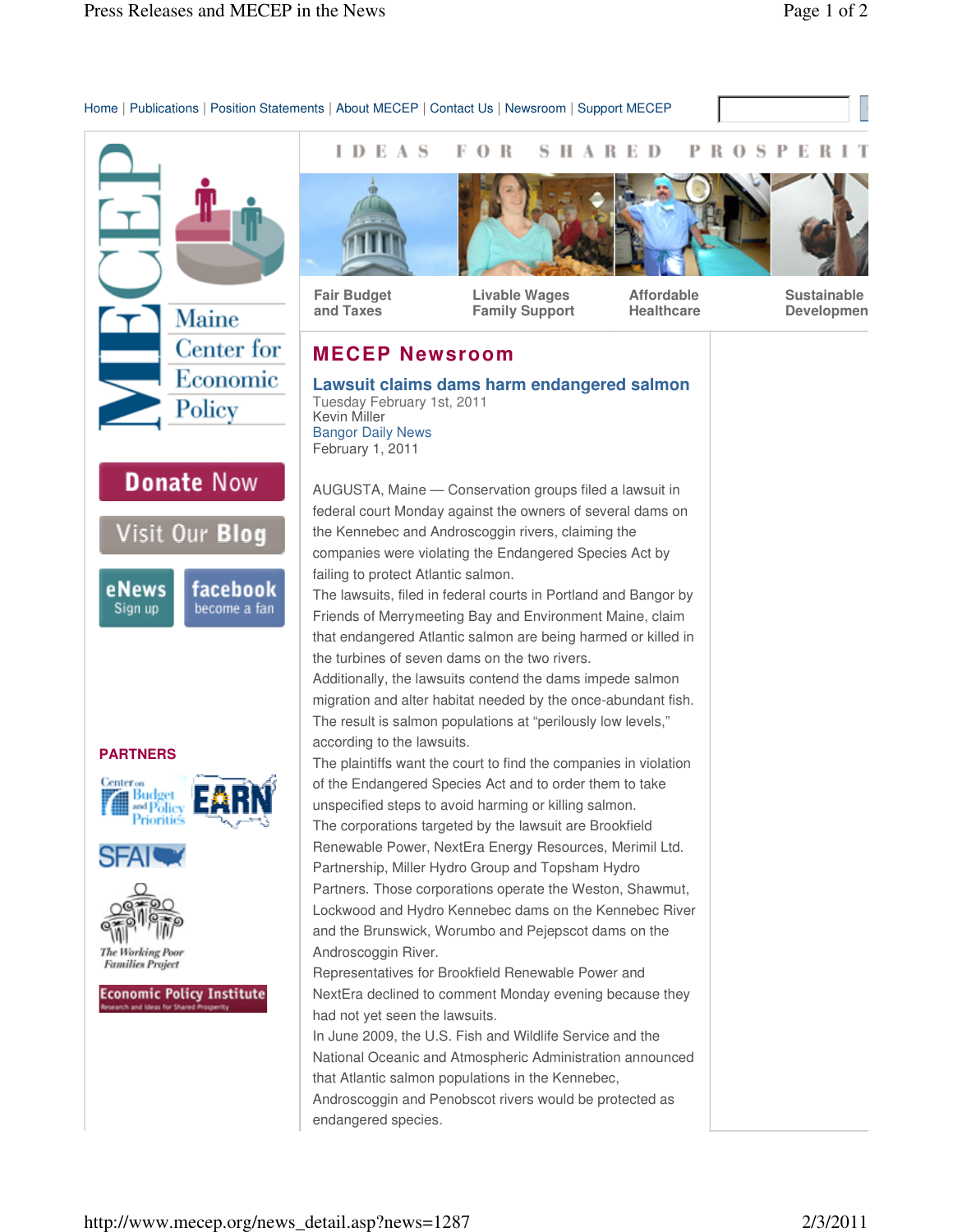Home | Publications | Position Statements | About MECEP | Contact Us | Newsroom | Support MECEP

IDEAS FOR SHARED PROSPERITY

Fair Budget and Taxes | Livable Wages Family Support | Affordable Healthcare | Sustainable Development

MECEP Maine Center for Economic Policy

Donate Now

Visit Our Blog

eNews Sign up

facebook become a fan

**PARTNERS**

## MECEP Newsroom

### Lawsuit claims dams harm endangered salmon

Tuesday February 1st, 2011
Kevin Miller
Bangor Daily News
February 1, 2011

AUGUSTA, Maine — Conservation groups filed a lawsuit in federal court Monday against the owners of several dams on the Kennebec and Androscoggin rivers, claiming the companies were violating the Endangered Species Act by failing to protect Atlantic salmon.

The lawsuits, filed in federal courts in Portland and Bangor by Friends of Merrymeeting Bay and Environment Maine, claim that endangered Atlantic salmon are being harmed or killed in the turbines of seven dams on the two rivers.

Additionally, the lawsuits contend the dams impede salmon migration and alter habitat needed by the once-abundant fish. The result is salmon populations at "perilously low levels," according to the lawsuits.

The plaintiffs want the court to find the companies in violation of the Endangered Species Act and to order them to take unspecified steps to avoid harming or killing salmon.

The corporations targeted by the lawsuit are Brookfield Renewable Power, NextEra Energy Resources, Merimil Ltd. Partnership, Miller Hydro Group and Topsham Hydro Partners. Those corporations operate the Weston, Shawmut, Lockwood and Hydro Kennebec dams on the Kennebec River and the Brunswick, Worumbo and Pejepscot dams on the Androscoggin River.

Representatives for Brookfield Renewable Power and NextEra declined to comment Monday evening because they had not yet seen the lawsuits.

In June 2009, the U.S. Fish and Wildlife Service and the National Oceanic and Atmospheric Administration announced that Atlantic salmon populations in the Kennebec, Androscoggin and Penobscot rivers would be protected as endangered species.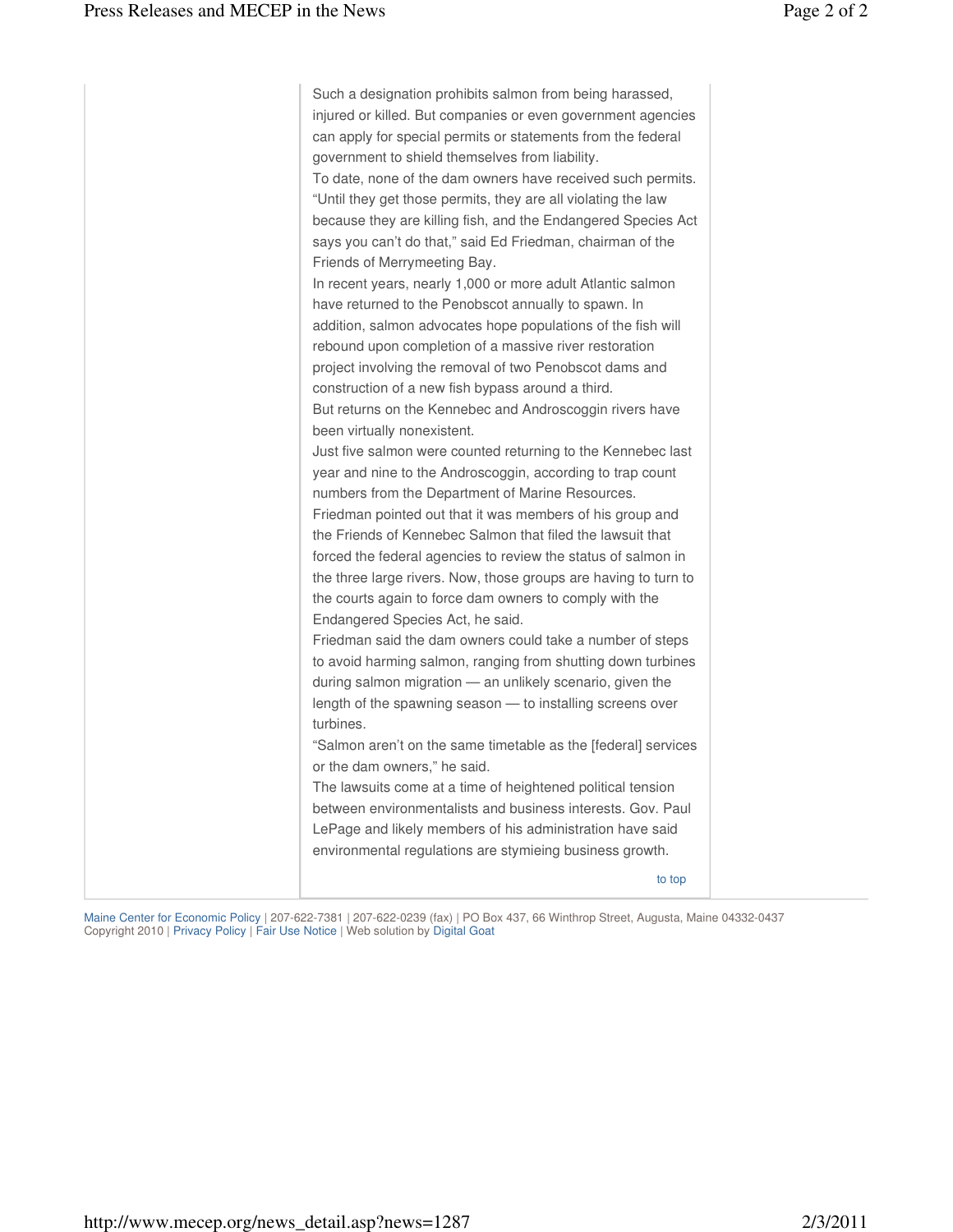Such a designation prohibits salmon from being harassed, injured or killed. But companies or even government agencies can apply for special permits or statements from the federal government to shield themselves from liability.

To date, none of the dam owners have received such permits.

"Until they get those permits, they are all violating the law because they are killing fish, and the Endangered Species Act says you can't do that," said Ed Friedman, chairman of the Friends of Merrymeeting Bay.

In recent years, nearly 1,000 or more adult Atlantic salmon have returned to the Penobscot annually to spawn. In addition, salmon advocates hope populations of the fish will rebound upon completion of a massive river restoration project involving the removal of two Penobscot dams and construction of a new fish bypass around a third.

But returns on the Kennebec and Androscoggin rivers have been virtually nonexistent.

Just five salmon were counted returning to the Kennebec last year and nine to the Androscoggin, according to trap count numbers from the Department of Marine Resources.

Friedman pointed out that it was members of his group and the Friends of Kennebec Salmon that filed the lawsuit that forced the federal agencies to review the status of salmon in the three large rivers. Now, those groups are having to turn to the courts again to force dam owners to comply with the Endangered Species Act, he said.

Friedman said the dam owners could take a number of steps to avoid harming salmon, ranging from shutting down turbines during salmon migration — an unlikely scenario, given the length of the spawning season — to installing screens over turbines.

"Salmon aren't on the same timetable as the [federal] services or the dam owners," he said.

The lawsuits come at a time of heightened political tension between environmentalists and business interests. Gov. Paul LePage and likely members of his administration have said environmental regulations are stymieing business growth.

to top

Maine Center for Economic Policy | 207-622-7381 | 207-622-0239 (fax) | PO Box 437, 66 Winthrop Street, Augusta, Maine 04332-0437
Copyright 2010 | Privacy Policy | Fair Use Notice | Web solution by Digital Goat